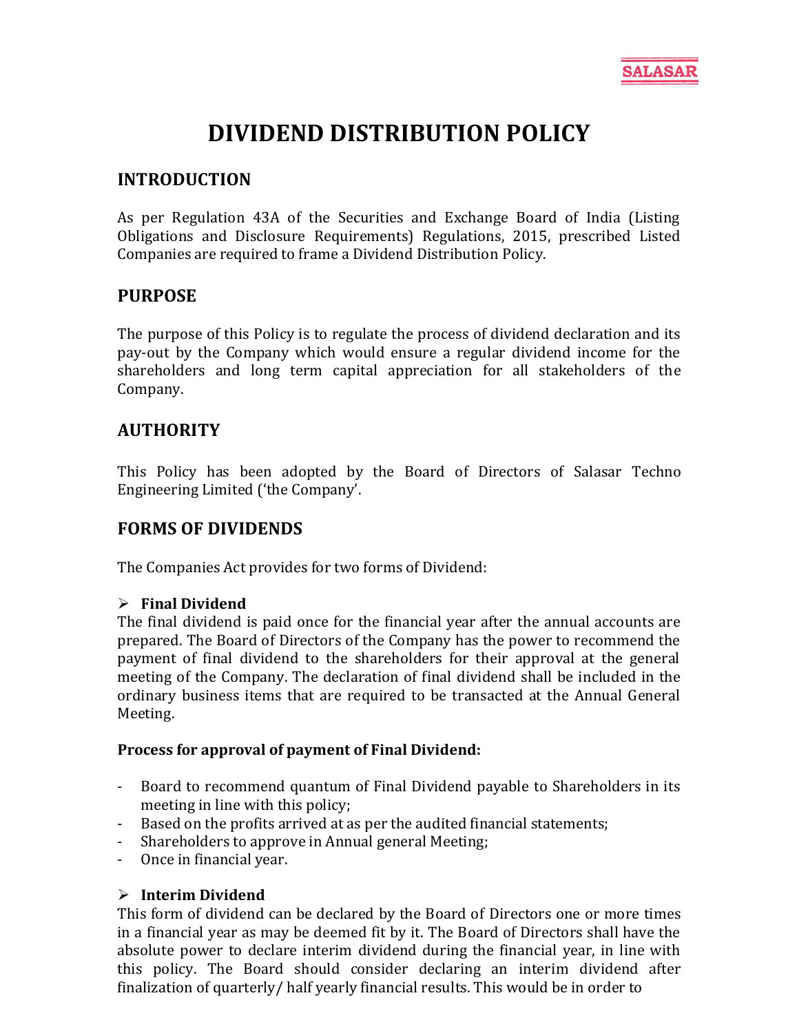# DIVIDEND DISTRIBUTION POLICY

## INTRODUCTION

As per Regulation 43A of the Securities and Exchange Board of India (Listing Obligations and Disclosure Requirements) Regulations, 2015, prescribed Listed Companies are required to frame a Dividend Distribution Policy.

## PURPOSE

The purpose of this Policy is to regulate the process of dividend declaration and its pay-out by the Company which would ensure a regular dividend income for the shareholders and long term capital appreciation for all stakeholders of the Company.

## AUTHORITY

This Policy has been adopted by the Board of Directors of Salasar Techno Engineering Limited ('the Company'.

## FORMS OF DIVIDENDS

The Companies Act provides for two forms of Dividend:

➢ **Final Dividend**

The final dividend is paid once for the financial year after the annual accounts are prepared. The Board of Directors of the Company has the power to recommend the payment of final dividend to the shareholders for their approval at the general meeting of the Company. The declaration of final dividend shall be included in the ordinary business items that are required to be transacted at the Annual General Meeting.

**Process for approval of payment of Final Dividend:**

- Board to recommend quantum of Final Dividend payable to Shareholders in its meeting in line with this policy;
- Based on the profits arrived at as per the audited financial statements;
- Shareholders to approve in Annual general Meeting;
- Once in financial year.

➢ **Interim Dividend**

This form of dividend can be declared by the Board of Directors one or more times in a financial year as may be deemed fit by it. The Board of Directors shall have the absolute power to declare interim dividend during the financial year, in line with this policy. The Board should consider declaring an interim dividend after finalization of quarterly/ half yearly financial results. This would be in order to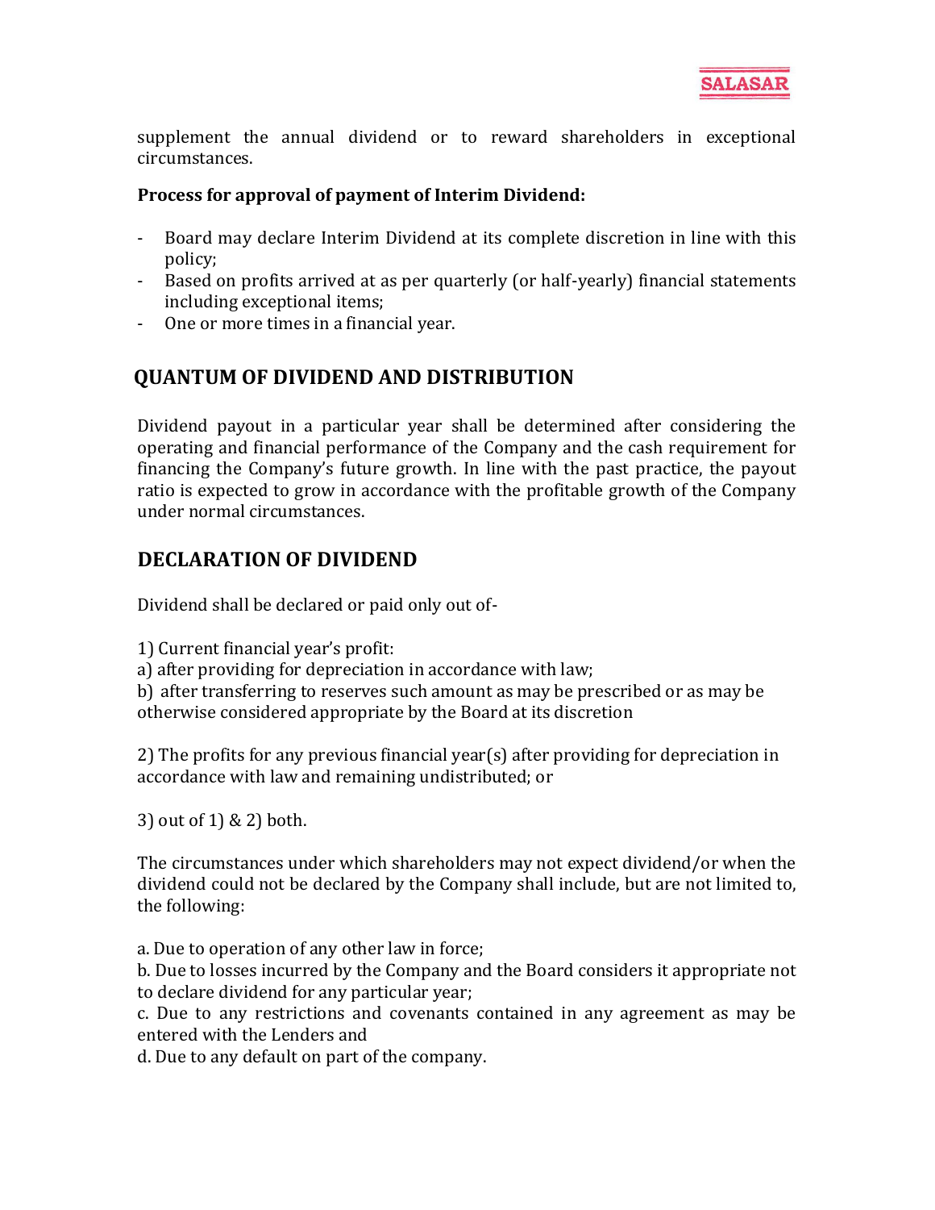supplement the annual dividend or to reward shareholders in exceptional circumstances.

**Process for approval of payment of Interim Dividend:**

- Board may declare Interim Dividend at its complete discretion in line with this policy;
- Based on profits arrived at as per quarterly (or half-yearly) financial statements including exceptional items;
- One or more times in a financial year.

## QUANTUM OF DIVIDEND AND DISTRIBUTION

Dividend payout in a particular year shall be determined after considering the operating and financial performance of the Company and the cash requirement for financing the Company's future growth. In line with the past practice, the payout ratio is expected to grow in accordance with the profitable growth of the Company under normal circumstances.

## DECLARATION OF DIVIDEND

Dividend shall be declared or paid only out of-

1) Current financial year's profit:
a) after providing for depreciation in accordance with law;
b) after transferring to reserves such amount as may be prescribed or as may be otherwise considered appropriate by the Board at its discretion

2) The profits for any previous financial year(s) after providing for depreciation in accordance with law and remaining undistributed; or

3) out of 1) & 2) both.

The circumstances under which shareholders may not expect dividend/or when the dividend could not be declared by the Company shall include, but are not limited to, the following:

a. Due to operation of any other law in force;
b. Due to losses incurred by the Company and the Board considers it appropriate not to declare dividend for any particular year;
c. Due to any restrictions and covenants contained in any agreement as may be entered with the Lenders and
d. Due to any default on part of the company.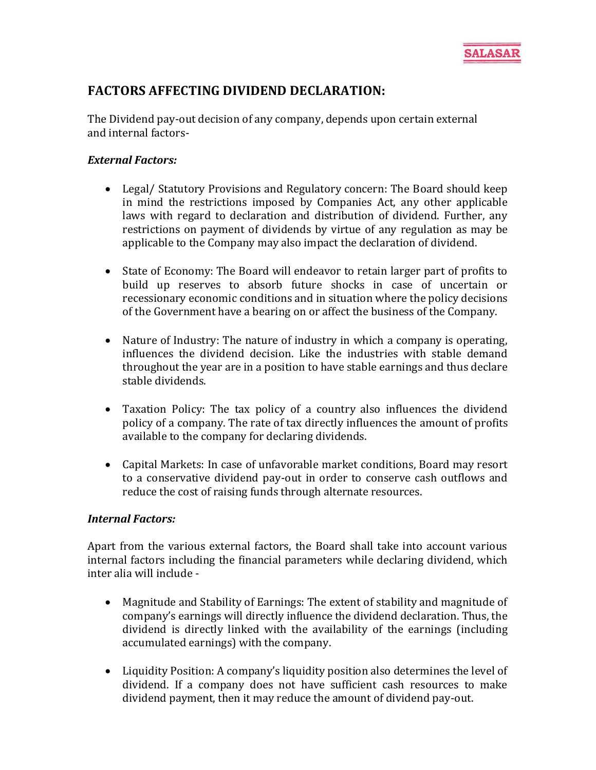## FACTORS AFFECTING DIVIDEND DECLARATION:

The Dividend pay-out decision of any company, depends upon certain external and internal factors-

### *External Factors:*

- Legal/ Statutory Provisions and Regulatory concern: The Board should keep in mind the restrictions imposed by Companies Act, any other applicable laws with regard to declaration and distribution of dividend. Further, any restrictions on payment of dividends by virtue of any regulation as may be applicable to the Company may also impact the declaration of dividend.

- State of Economy: The Board will endeavor to retain larger part of profits to build up reserves to absorb future shocks in case of uncertain or recessionary economic conditions and in situation where the policy decisions of the Government have a bearing on or affect the business of the Company.

- Nature of Industry: The nature of industry in which a company is operating, influences the dividend decision. Like the industries with stable demand throughout the year are in a position to have stable earnings and thus declare stable dividends.

- Taxation Policy: The tax policy of a country also influences the dividend policy of a company. The rate of tax directly influences the amount of profits available to the company for declaring dividends.

- Capital Markets: In case of unfavorable market conditions, Board may resort to a conservative dividend pay-out in order to conserve cash outflows and reduce the cost of raising funds through alternate resources.

### *Internal Factors:*

Apart from the various external factors, the Board shall take into account various internal factors including the financial parameters while declaring dividend, which inter alia will include -

- Magnitude and Stability of Earnings: The extent of stability and magnitude of company's earnings will directly influence the dividend declaration. Thus, the dividend is directly linked with the availability of the earnings (including accumulated earnings) with the company.

- Liquidity Position: A company's liquidity position also determines the level of dividend. If a company does not have sufficient cash resources to make dividend payment, then it may reduce the amount of dividend pay-out.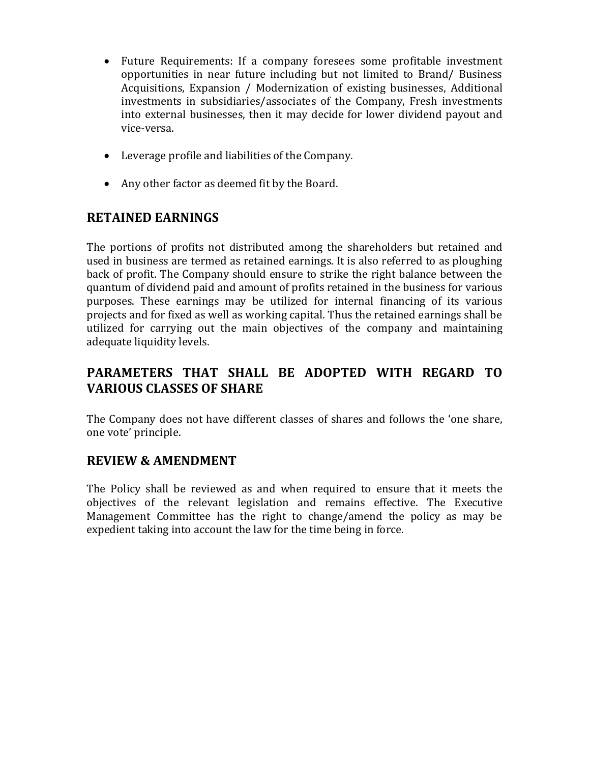- Future Requirements: If a company foresees some profitable investment opportunities in near future including but not limited to Brand/ Business Acquisitions, Expansion / Modernization of existing businesses, Additional investments in subsidiaries/associates of the Company, Fresh investments into external businesses, then it may decide for lower dividend payout and vice-versa.

- Leverage profile and liabilities of the Company.

- Any other factor as deemed fit by the Board.

## RETAINED EARNINGS

The portions of profits not distributed among the shareholders but retained and used in business are termed as retained earnings. It is also referred to as ploughing back of profit. The Company should ensure to strike the right balance between the quantum of dividend paid and amount of profits retained in the business for various purposes. These earnings may be utilized for internal financing of its various projects and for fixed as well as working capital. Thus the retained earnings shall be utilized for carrying out the main objectives of the company and maintaining adequate liquidity levels.

## PARAMETERS THAT SHALL BE ADOPTED WITH REGARD TO VARIOUS CLASSES OF SHARE

The Company does not have different classes of shares and follows the 'one share, one vote' principle.

## REVIEW & AMENDMENT

The Policy shall be reviewed as and when required to ensure that it meets the objectives of the relevant legislation and remains effective. The Executive Management Committee has the right to change/amend the policy as may be expedient taking into account the law for the time being in force.